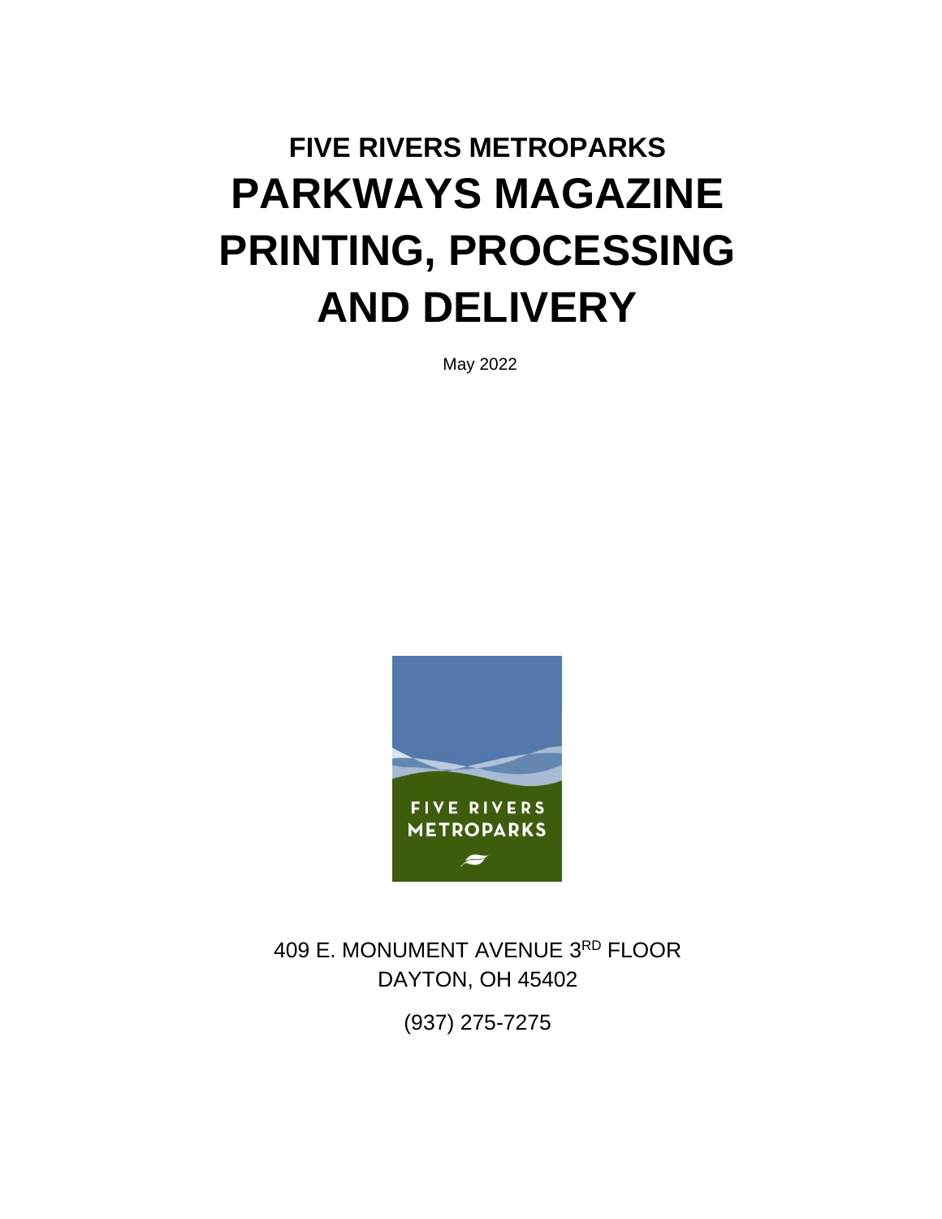# FIVE RIVERS METROPARKS

# PARKWAYS MAGAZINE PRINTING, PROCESSING AND DELIVERY

May 2022

409 E. MONUMENT AVENUE 3RD FLOOR
DAYTON, OH 45402

(937) 275-7275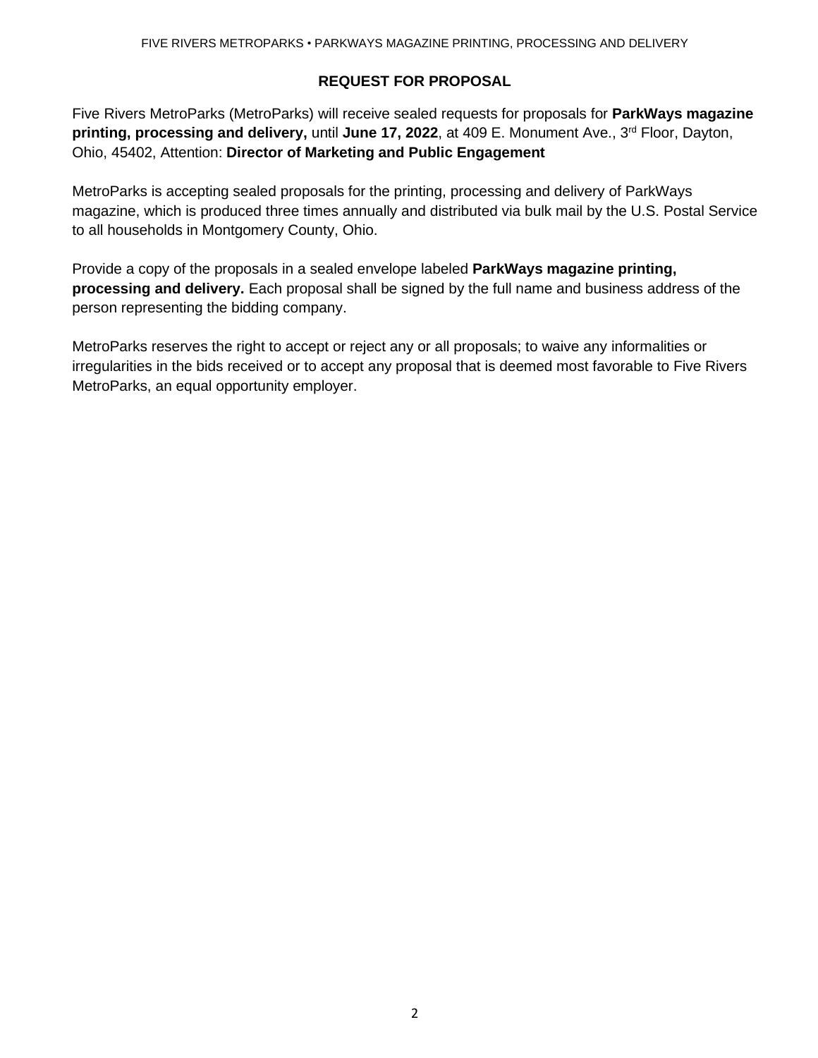## REQUEST FOR PROPOSAL

Five Rivers MetroParks (MetroParks) will receive sealed requests for proposals for **ParkWays magazine printing, processing and delivery,** until **June 17, 2022**, at 409 E. Monument Ave., 3rd Floor, Dayton, Ohio, 45402, Attention: **Director of Marketing and Public Engagement**

MetroParks is accepting sealed proposals for the printing, processing and delivery of ParkWays magazine, which is produced three times annually and distributed via bulk mail by the U.S. Postal Service to all households in Montgomery County, Ohio.

Provide a copy of the proposals in a sealed envelope labeled **ParkWays magazine printing, processing and delivery.** Each proposal shall be signed by the full name and business address of the person representing the bidding company.

MetroParks reserves the right to accept or reject any or all proposals; to waive any informalities or irregularities in the bids received or to accept any proposal that is deemed most favorable to Five Rivers MetroParks, an equal opportunity employer.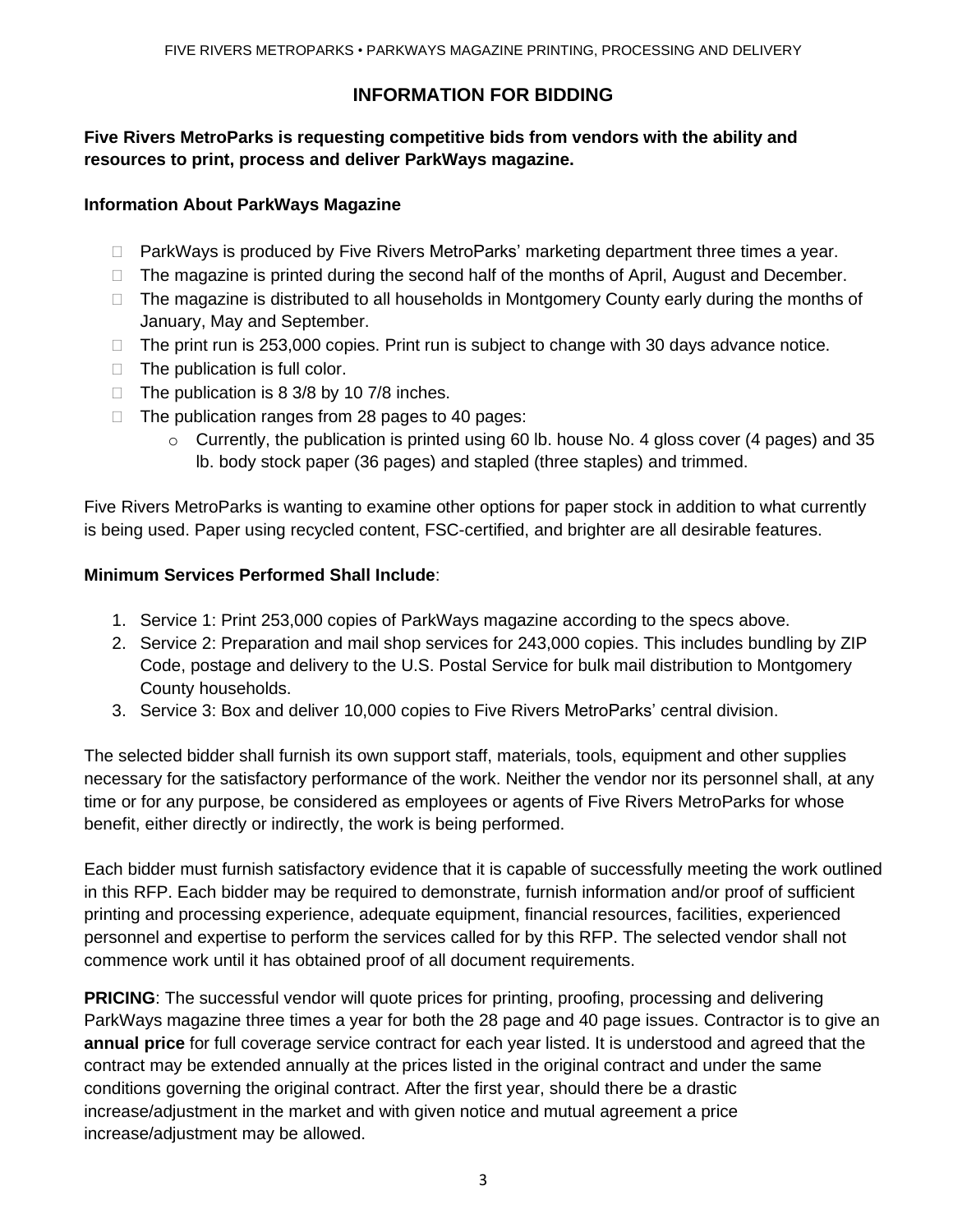## INFORMATION FOR BIDDING

**Five Rivers MetroParks is requesting competitive bids from vendors with the ability and resources to print, process and deliver ParkWays magazine.**

**Information About ParkWays Magazine**

- ParkWays is produced by Five Rivers MetroParks' marketing department three times a year.
- The magazine is printed during the second half of the months of April, August and December.
- The magazine is distributed to all households in Montgomery County early during the months of January, May and September.
- The print run is 253,000 copies. Print run is subject to change with 30 days advance notice.
- The publication is full color.
- The publication is 8 3/8 by 10 7/8 inches.
- The publication ranges from 28 pages to 40 pages:
  - Currently, the publication is printed using 60 lb. house No. 4 gloss cover (4 pages) and 35 lb. body stock paper (36 pages) and stapled (three staples) and trimmed.

Five Rivers MetroParks is wanting to examine other options for paper stock in addition to what currently is being used. Paper using recycled content, FSC-certified, and brighter are all desirable features.

**Minimum Services Performed Shall Include**:

1. Service 1: Print 253,000 copies of ParkWays magazine according to the specs above.
2. Service 2: Preparation and mail shop services for 243,000 copies. This includes bundling by ZIP Code, postage and delivery to the U.S. Postal Service for bulk mail distribution to Montgomery County households.
3. Service 3: Box and deliver 10,000 copies to Five Rivers MetroParks' central division.

The selected bidder shall furnish its own support staff, materials, tools, equipment and other supplies necessary for the satisfactory performance of the work. Neither the vendor nor its personnel shall, at any time or for any purpose, be considered as employees or agents of Five Rivers MetroParks for whose benefit, either directly or indirectly, the work is being performed.

Each bidder must furnish satisfactory evidence that it is capable of successfully meeting the work outlined in this RFP. Each bidder may be required to demonstrate, furnish information and/or proof of sufficient printing and processing experience, adequate equipment, financial resources, facilities, experienced personnel and expertise to perform the services called for by this RFP. The selected vendor shall not commence work until it has obtained proof of all document requirements.

**PRICING**: The successful vendor will quote prices for printing, proofing, processing and delivering ParkWays magazine three times a year for both the 28 page and 40 page issues. Contractor is to give an **annual price** for full coverage service contract for each year listed. It is understood and agreed that the contract may be extended annually at the prices listed in the original contract and under the same conditions governing the original contract. After the first year, should there be a drastic increase/adjustment in the market and with given notice and mutual agreement a price increase/adjustment may be allowed.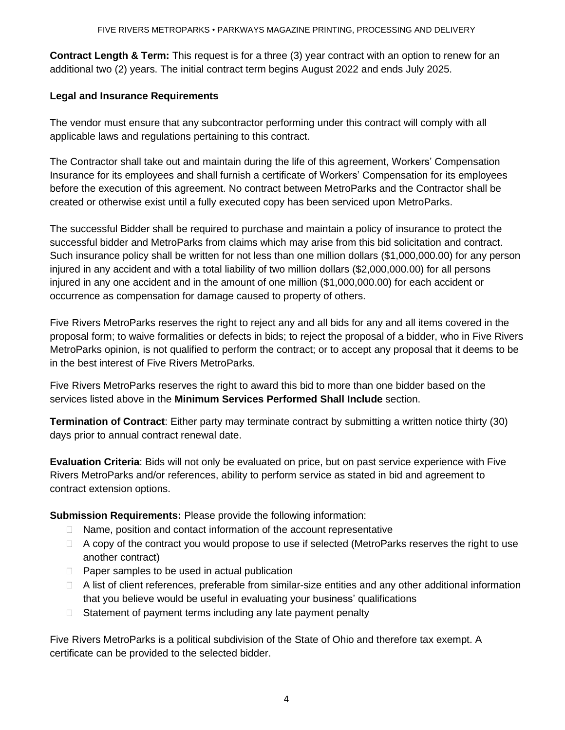**Contract Length & Term:** This request is for a three (3) year contract with an option to renew for an additional two (2) years. The initial contract term begins August 2022 and ends July 2025.

**Legal and Insurance Requirements**

The vendor must ensure that any subcontractor performing under this contract will comply with all applicable laws and regulations pertaining to this contract.

The Contractor shall take out and maintain during the life of this agreement, Workers' Compensation Insurance for its employees and shall furnish a certificate of Workers' Compensation for its employees before the execution of this agreement. No contract between MetroParks and the Contractor shall be created or otherwise exist until a fully executed copy has been serviced upon MetroParks.

The successful Bidder shall be required to purchase and maintain a policy of insurance to protect the successful bidder and MetroParks from claims which may arise from this bid solicitation and contract. Such insurance policy shall be written for not less than one million dollars ($1,000,000.00) for any person injured in any accident and with a total liability of two million dollars ($2,000,000.00) for all persons injured in any one accident and in the amount of one million ($1,000,000.00) for each accident or occurrence as compensation for damage caused to property of others.

Five Rivers MetroParks reserves the right to reject any and all bids for any and all items covered in the proposal form; to waive formalities or defects in bids; to reject the proposal of a bidder, who in Five Rivers MetroParks opinion, is not qualified to perform the contract; or to accept any proposal that it deems to be in the best interest of Five Rivers MetroParks.

Five Rivers MetroParks reserves the right to award this bid to more than one bidder based on the services listed above in the **Minimum Services Performed Shall Include** section.

**Termination of Contract**: Either party may terminate contract by submitting a written notice thirty (30) days prior to annual contract renewal date.

**Evaluation Criteria**: Bids will not only be evaluated on price, but on past service experience with Five Rivers MetroParks and/or references, ability to perform service as stated in bid and agreement to contract extension options.

**Submission Requirements:** Please provide the following information:

- Name, position and contact information of the account representative
- A copy of the contract you would propose to use if selected (MetroParks reserves the right to use another contract)
- Paper samples to be used in actual publication
- A list of client references, preferable from similar-size entities and any other additional information that you believe would be useful in evaluating your business' qualifications
- Statement of payment terms including any late payment penalty

Five Rivers MetroParks is a political subdivision of the State of Ohio and therefore tax exempt. A certificate can be provided to the selected bidder.